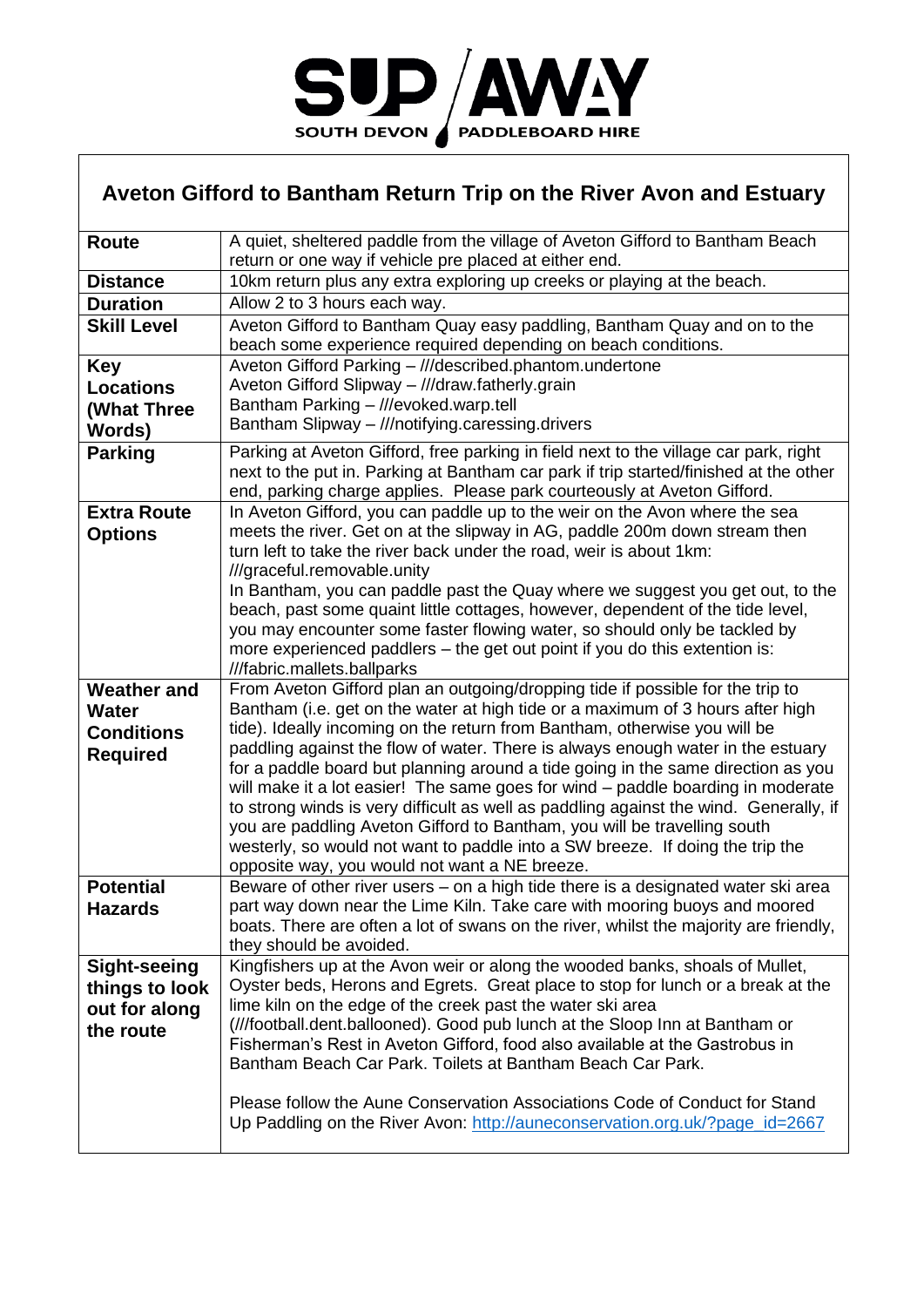SUP/AWAY
SOUTH DEVON PADDLEBOARD HIRE

## Aveton Gifford to Bantham Return Trip on the River Avon and Estuary

| | |
|---|---|
| **Route** | A quiet, sheltered paddle from the village of Aveton Gifford to Bantham Beach return or one way if vehicle pre placed at either end. |
| **Distance** | 10km return plus any extra exploring up creeks or playing at the beach. |
| **Duration** | Allow 2 to 3 hours each way. |
| **Skill Level** | Aveton Gifford to Bantham Quay easy paddling, Bantham Quay and on to the beach some experience required depending on beach conditions. |
| **Key Locations (What Three Words)** | Aveton Gifford Parking – ///described.phantom.undertone<br>Aveton Gifford Slipway – ///draw.fatherly.grain<br>Bantham Parking – ///evoked.warp.tell<br>Bantham Slipway – ///notifying.caressing.drivers |
| **Parking** | Parking at Aveton Gifford, free parking in field next to the village car park, right next to the put in. Parking at Bantham car park if trip started/finished at the other end, parking charge applies. Please park courteously at Aveton Gifford. |
| **Extra Route Options** | In Aveton Gifford, you can paddle up to the weir on the Avon where the sea meets the river. Get on at the slipway in AG, paddle 200m down stream then turn left to take the river back under the road, weir is about 1km: ///graceful.removable.unity<br>In Bantham, you can paddle past the Quay where we suggest you get out, to the beach, past some quaint little cottages, however, dependent of the tide level, you may encounter some faster flowing water, so should only be tackled by more experienced paddlers – the get out point if you do this extention is: ///fabric.mallets.ballparks |
| **Weather and Water Conditions Required** | From Aveton Gifford plan an outgoing/dropping tide if possible for the trip to Bantham (i.e. get on the water at high tide or a maximum of 3 hours after high tide). Ideally incoming on the return from Bantham, otherwise you will be paddling against the flow of water. There is always enough water in the estuary for a paddle board but planning around a tide going in the same direction as you will make it a lot easier! The same goes for wind – paddle boarding in moderate to strong winds is very difficult as well as paddling against the wind. Generally, if you are paddling Aveton Gifford to Bantham, you will be travelling south westerly, so would not want to paddle into a SW breeze. If doing the trip the opposite way, you would not want a NE breeze. |
| **Potential Hazards** | Beware of other river users – on a high tide there is a designated water ski area part way down near the Lime Kiln. Take care with mooring buoys and moored boats. There are often a lot of swans on the river, whilst the majority are friendly, they should be avoided. |
| **Sight-seeing things to look out for along the route** | Kingfishers up at the Avon weir or along the wooded banks, shoals of Mullet, Oyster beds, Herons and Egrets. Great place to stop for lunch or a break at the lime kiln on the edge of the creek past the water ski area (///football.dent.ballooned). Good pub lunch at the Sloop Inn at Bantham or Fisherman's Rest in Aveton Gifford, food also available at the Gastrobus in Bantham Beach Car Park. Toilets at Bantham Beach Car Park.<br><br>Please follow the Aune Conservation Associations Code of Conduct for Stand Up Paddling on the River Avon: http://auneconservation.org.uk/?page_id=2667 |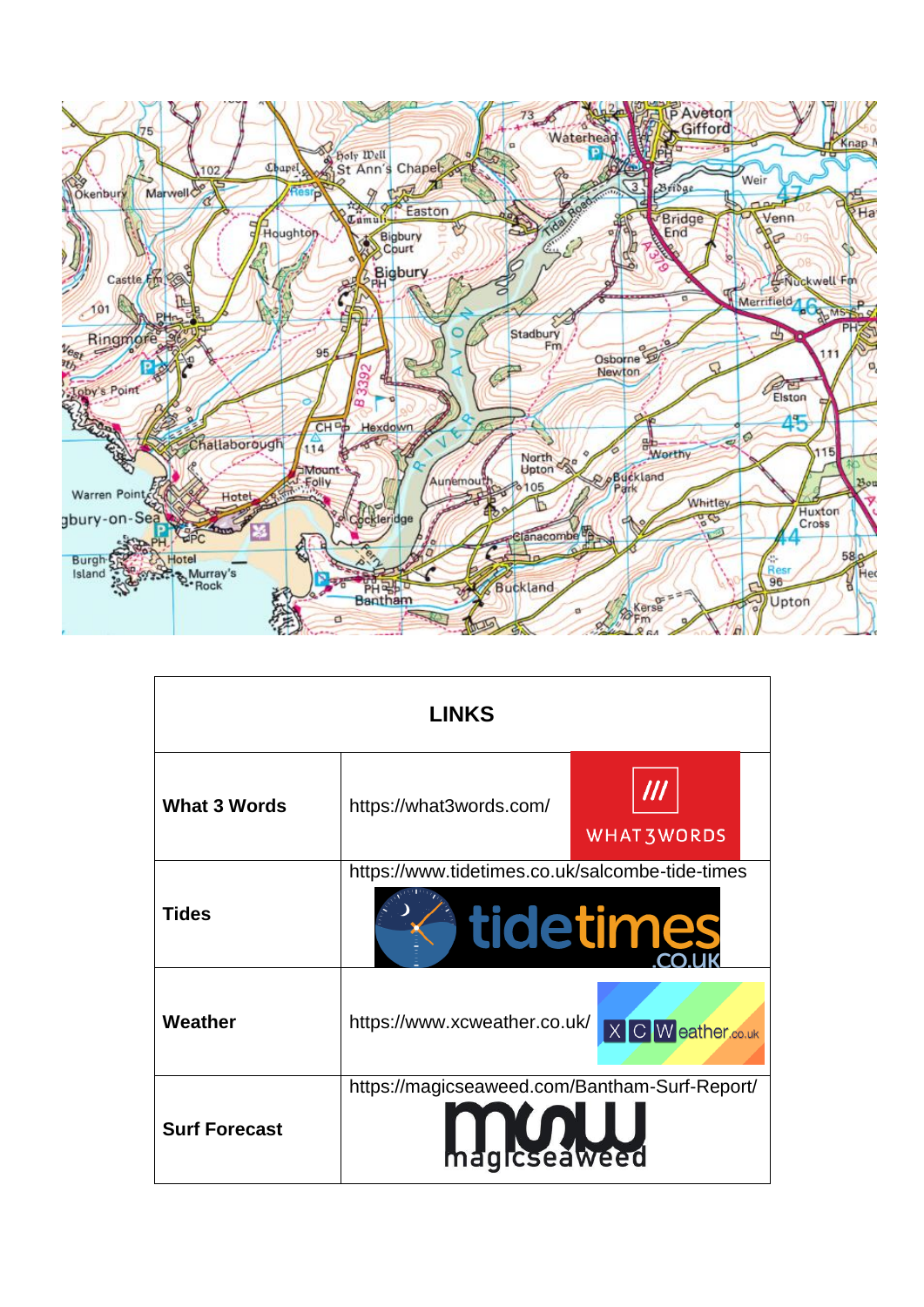| LINKS | |
|---|---|
| **What 3 Words** | https://what3words.com/ |
| **Tides** | https://www.tidetimes.co.uk/salcombe-tide-times |
| **Weather** | https://www.xcweather.co.uk/ |
| **Surf Forecast** | https://magicseaweed.com/Bantham-Surf-Report/ |